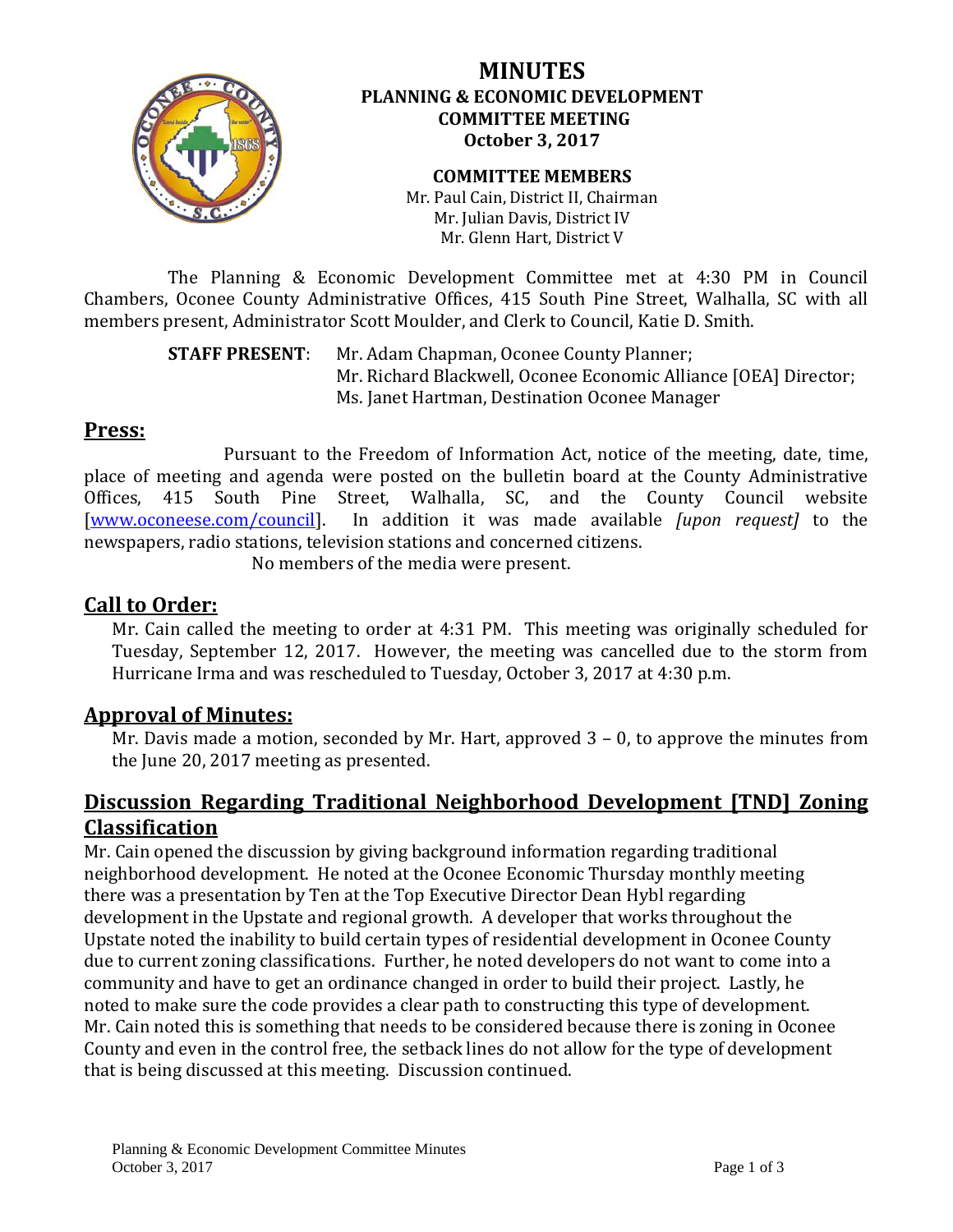# MINUTES

## PLANNING & ECONOMIC DEVELOPMENT COMMITTEE MEETING

## October 3, 2017

**COMMITTEE MEMBERS**

Mr. Paul Cain, District II, Chairman
Mr. Julian Davis, District IV
Mr. Glenn Hart, District V

The Planning & Economic Development Committee met at 4:30 PM in Council Chambers, Oconee County Administrative Offices, 415 South Pine Street, Walhalla, SC with all members present, Administrator Scott Moulder, and Clerk to Council, Katie D. Smith.

**STAFF PRESENT**: Mr. Adam Chapman, Oconee County Planner;
Mr. Richard Blackwell, Oconee Economic Alliance [OEA] Director;
Ms. Janet Hartman, Destination Oconee Manager

## Press:

Pursuant to the Freedom of Information Act, notice of the meeting, date, time, place of meeting and agenda were posted on the bulletin board at the County Administrative Offices, 415 South Pine Street, Walhalla, SC, and the County Council website [www.oconeese.com/council]. In addition it was made available *[upon request]* to the newspapers, radio stations, television stations and concerned citizens.

No members of the media were present.

## Call to Order:

Mr. Cain called the meeting to order at 4:31 PM. This meeting was originally scheduled for Tuesday, September 12, 2017. However, the meeting was cancelled due to the storm from Hurricane Irma and was rescheduled to Tuesday, October 3, 2017 at 4:30 p.m.

## Approval of Minutes:

Mr. Davis made a motion, seconded by Mr. Hart, approved 3 – 0, to approve the minutes from the June 20, 2017 meeting as presented.

## Discussion Regarding Traditional Neighborhood Development [TND] Zoning Classification

Mr. Cain opened the discussion by giving background information regarding traditional neighborhood development. He noted at the Oconee Economic Thursday monthly meeting there was a presentation by Ten at the Top Executive Director Dean Hybl regarding development in the Upstate and regional growth. A developer that works throughout the Upstate noted the inability to build certain types of residential development in Oconee County due to current zoning classifications. Further, he noted developers do not want to come into a community and have to get an ordinance changed in order to build their project. Lastly, he noted to make sure the code provides a clear path to constructing this type of development. Mr. Cain noted this is something that needs to be considered because there is zoning in Oconee County and even in the control free, the setback lines do not allow for the type of development that is being discussed at this meeting. Discussion continued.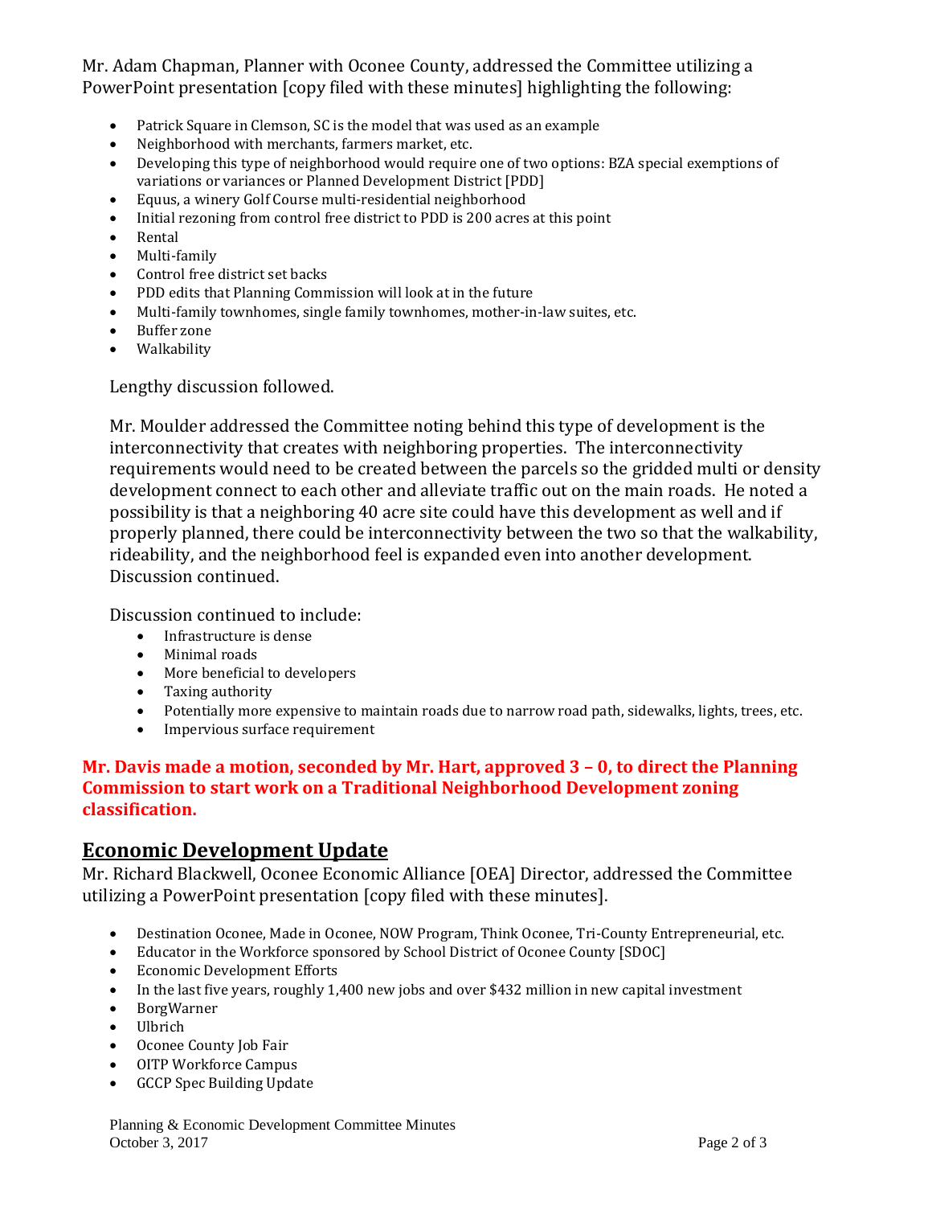Mr. Adam Chapman, Planner with Oconee County, addressed the Committee utilizing a PowerPoint presentation [copy filed with these minutes] highlighting the following:

- Patrick Square in Clemson, SC is the model that was used as an example
- Neighborhood with merchants, farmers market, etc.
- Developing this type of neighborhood would require one of two options: BZA special exemptions of variations or variances or Planned Development District [PDD]
- Equus, a winery Golf Course multi-residential neighborhood
- Initial rezoning from control free district to PDD is 200 acres at this point
- Rental
- Multi-family
- Control free district set backs
- PDD edits that Planning Commission will look at in the future
- Multi-family townhomes, single family townhomes, mother-in-law suites, etc.
- Buffer zone
- Walkability

Lengthy discussion followed.

Mr. Moulder addressed the Committee noting behind this type of development is the interconnectivity that creates with neighboring properties. The interconnectivity requirements would need to be created between the parcels so the gridded multi or density development connect to each other and alleviate traffic out on the main roads. He noted a possibility is that a neighboring 40 acre site could have this development as well and if properly planned, there could be interconnectivity between the two so that the walkability, rideability, and the neighborhood feel is expanded even into another development. Discussion continued.

Discussion continued to include:

- Infrastructure is dense
- Minimal roads
- More beneficial to developers
- Taxing authority
- Potentially more expensive to maintain roads due to narrow road path, sidewalks, lights, trees, etc.
- Impervious surface requirement

**Mr. Davis made a motion, seconded by Mr. Hart, approved 3 – 0, to direct the Planning Commission to start work on a Traditional Neighborhood Development zoning classification.**

## Economic Development Update

Mr. Richard Blackwell, Oconee Economic Alliance [OEA] Director, addressed the Committee utilizing a PowerPoint presentation [copy filed with these minutes].

- Destination Oconee, Made in Oconee, NOW Program, Think Oconee, Tri-County Entrepreneurial, etc.
- Educator in the Workforce sponsored by School District of Oconee County [SDOC]
- Economic Development Efforts
- In the last five years, roughly 1,400 new jobs and over $432 million in new capital investment
- BorgWarner
- Ulbrich
- Oconee County Job Fair
- OITP Workforce Campus
- GCCP Spec Building Update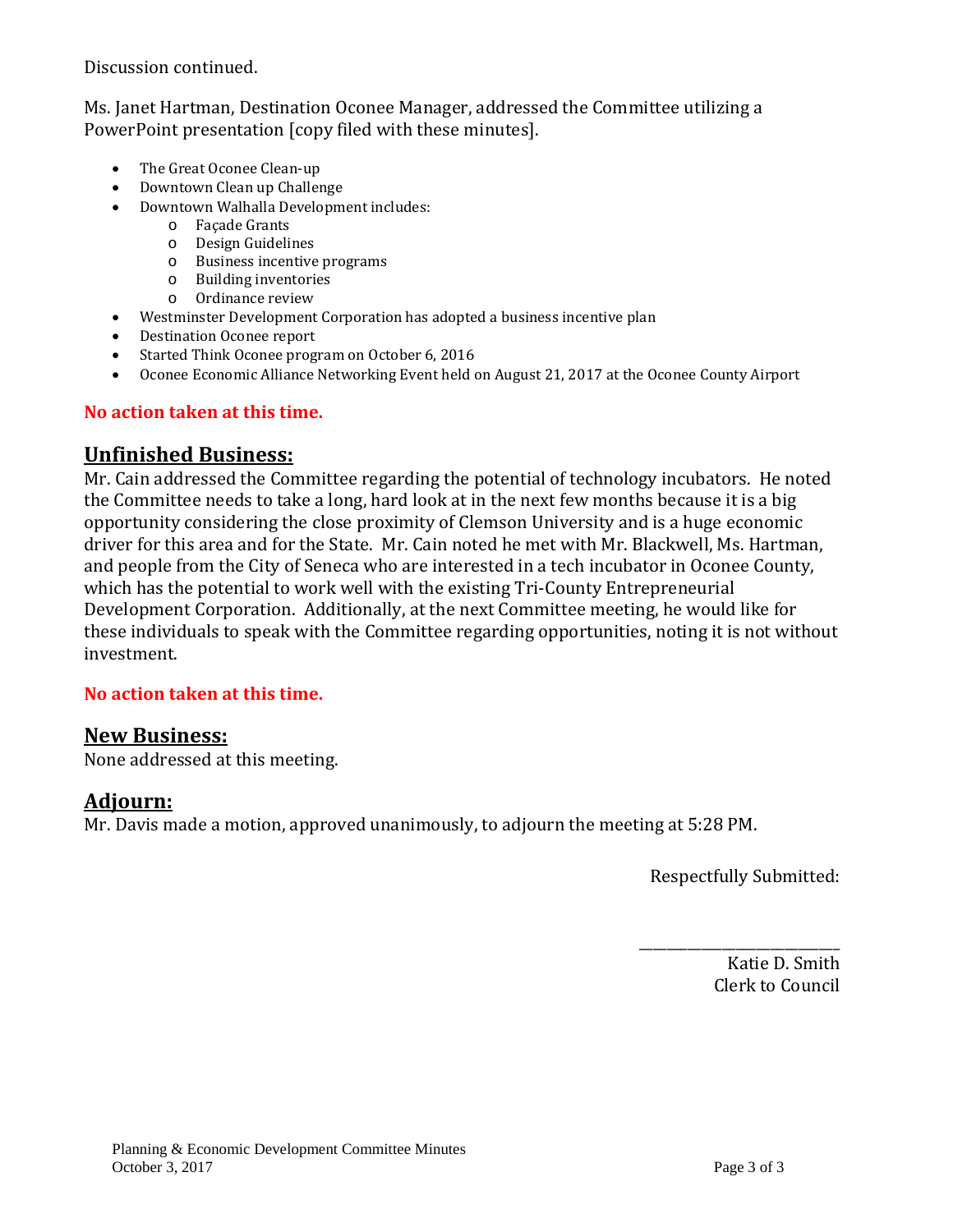Discussion continued.

Ms. Janet Hartman, Destination Oconee Manager, addressed the Committee utilizing a PowerPoint presentation [copy filed with these minutes].

- The Great Oconee Clean-up
- Downtown Clean up Challenge
- Downtown Walhalla Development includes:
  - Façade Grants
  - Design Guidelines
  - Business incentive programs
  - Building inventories
  - Ordinance review
- Westminster Development Corporation has adopted a business incentive plan
- Destination Oconee report
- Started Think Oconee program on October 6, 2016
- Oconee Economic Alliance Networking Event held on August 21, 2017 at the Oconee County Airport

**No action taken at this time.**

## Unfinished Business:

Mr. Cain addressed the Committee regarding the potential of technology incubators. He noted the Committee needs to take a long, hard look at in the next few months because it is a big opportunity considering the close proximity of Clemson University and is a huge economic driver for this area and for the State. Mr. Cain noted he met with Mr. Blackwell, Ms. Hartman, and people from the City of Seneca who are interested in a tech incubator in Oconee County, which has the potential to work well with the existing Tri-County Entrepreneurial Development Corporation. Additionally, at the next Committee meeting, he would like for these individuals to speak with the Committee regarding opportunities, noting it is not without investment.

**No action taken at this time.**

## New Business:

None addressed at this meeting.

## Adjourn:

Mr. Davis made a motion, approved unanimously, to adjourn the meeting at 5:28 PM.

Respectfully Submitted:

\_\_\_\_\_\_\_\_\_\_\_\_\_\_\_\_\_\_\_\_\_\_\_\_\_\_

Katie D. Smith
Clerk to Council